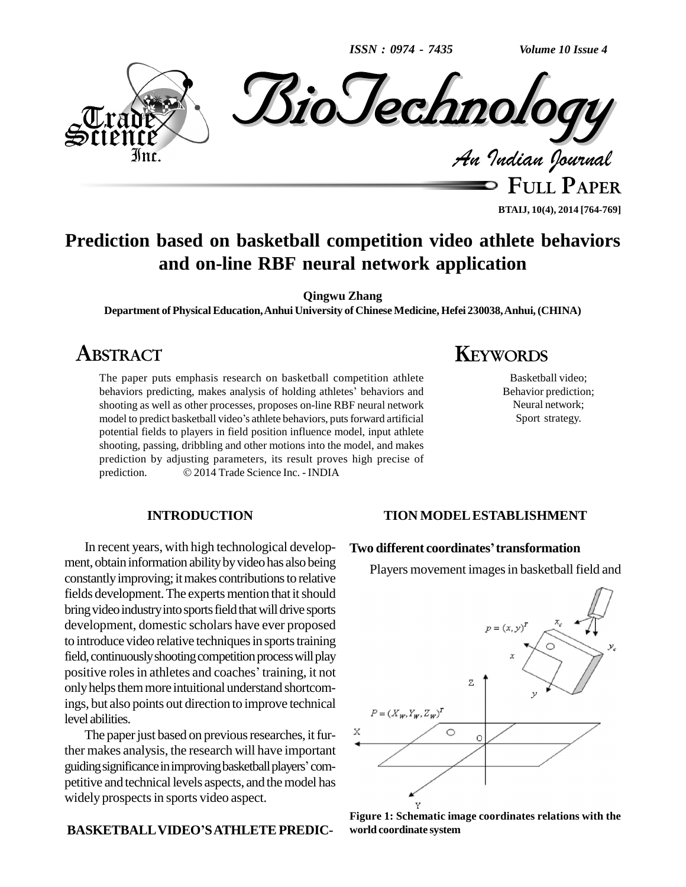# Prediction based on basketball competition video athlete behaviors and on-line RBF neural network application

**Qingwu Zhang**

**Department of Physical Education, Anhui University of Chinese Medicine, Hefei 230038, Anhui, (CHINA)**

## ABSTRACT

The paper puts emphasis research on basketball competition athlete behaviors predicting, makes analysis of holding athletes' behaviors and shooting as well as other processes, proposes on-line RBF neural network model to predict basketball video's athlete behaviors, puts forward artificial potential fields to players in field position influence model, input athlete shooting, passing, dribbling and other motions into the model, and makes prediction by adjusting parameters, its result proves high precise of prediction. © 2014 Trade Science Inc. - INDIA

## KEYWORDS

Basketball video;
Behavior prediction;
Neural network;
Sport strategy.

## INTRODUCTION

In recent years, with high technological development, obtain information ability by video has also being constantly improving; it makes contributions to relative fields development. The experts mention that it should bring video industry into sports field that will drive sports development, domestic scholars have ever proposed to introduce video relative techniques in sports training field, continuously shooting competition process will play positive roles in athletes and coaches' training, it not only helps them more intuitional understand shortcomings, but also points out direction to improve technical level abilities.

The paper just based on previous researches, it further makes analysis, the research will have important guiding significance in improving basketball players' competitive and technical levels aspects, and the model has widely prospects in sports video aspect.

## BASKETBALL VIDEO'S ATHLETE PREDICTION MODEL ESTABLISHMENT

### Two different coordinates' transformation

Players movement images in basketball field and

**Figure 1: Schematic image coordinates relations with the world coordinate system**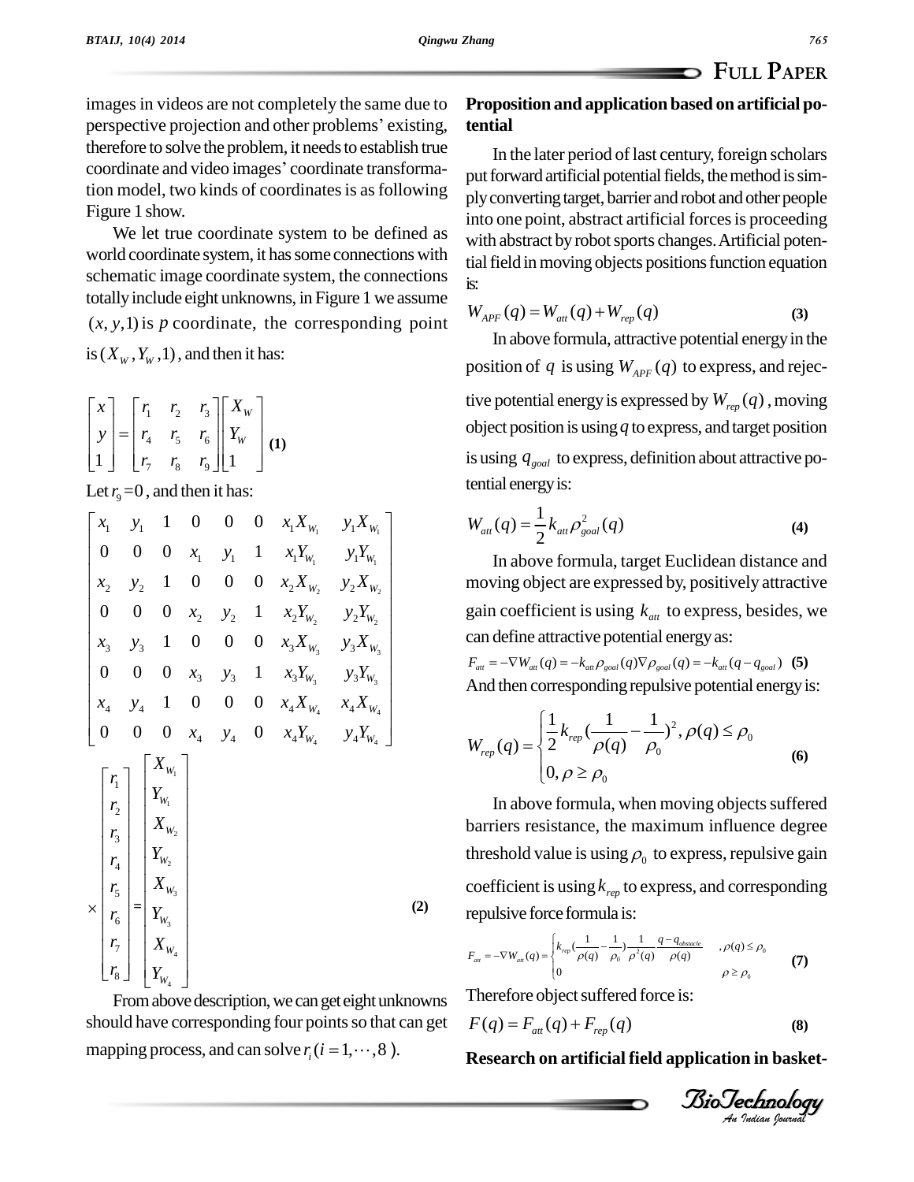images in videos are not completely the same due to perspective projection and other problems' existing, therefore to solve the problem, it needs to establish true coordinate and video images' coordinate transformation model, two kinds of coordinates is as following Figure 1 show.

We let true coordinate system to be defined as world coordinate system, it has some connections with schematic image coordinate system, the connections totally include eight unknowns, in Figure 1 we assume $(x, y, 1)$ is $p$ coordinate, the corresponding point is $(X_W, Y_W, 1)$, and then it has:

$$\begin{bmatrix} x \\ y \\ 1 \end{bmatrix} = \begin{bmatrix} r_1 & r_2 & r_3 \\ r_4 & r_5 & r_6 \\ r_7 & r_8 & r_9 \end{bmatrix} \begin{bmatrix} X_W \\ Y_W \\ 1 \end{bmatrix} \quad (1)$$

Let $r_9 = 0$, and then it has:

$$\begin{bmatrix} x_1 & y_1 & 1 & 0 & 0 & 0 & x_1 X_{W_1} & y_1 X_{W_1} \\ 0 & 0 & 0 & x_1 & y_1 & 1 & x_1 Y_{W_1} & y_1 Y_{W_1} \\ x_2 & y_2 & 1 & 0 & 0 & 0 & x_2 X_{W_2} & y_2 X_{W_2} \\ 0 & 0 & 0 & x_2 & y_2 & 1 & x_2 Y_{W_2} & y_2 Y_{W_2} \\ x_3 & y_3 & 1 & 0 & 0 & 0 & x_3 X_{W_3} & y_3 X_{W_3} \\ 0 & 0 & 0 & x_3 & y_3 & 1 & x_3 Y_{W_3} & y_3 Y_{W_3} \\ x_4 & y_4 & 1 & 0 & 0 & 0 & x_4 X_{W_4} & x_4 X_{W_4} \\ 0 & 0 & 0 & x_4 & y_4 & 0 & x_4 Y_{W_4} & y_4 Y_{W_4} \end{bmatrix} \times \begin{bmatrix} r_1 \\ r_2 \\ r_3 \\ r_4 \\ r_5 \\ r_6 \\ r_7 \\ r_8 \end{bmatrix} = \begin{bmatrix} X_{W_1} \\ Y_{W_1} \\ X_{W_2} \\ Y_{W_2} \\ X_{W_3} \\ Y_{W_3} \\ X_{W_4} \\ Y_{W_4} \end{bmatrix} \quad (2)$$

From above description, we can get eight unknowns should have corresponding four points so that can get mapping process, and can solve $r_i (i = 1, \cdots, 8)$.

**Proposition and application based on artificial potential**

In the later period of last century, foreign scholars put forward artificial potential fields, the method is simply converting target, barrier and robot and other people into one point, abstract artificial forces is proceeding with abstract by robot sports changes. Artificial potential field in moving objects positions function equation is:

$$W_{APF}(q) = W_{att}(q) + W_{rep}(q) \quad (3)$$

In above formula, attractive potential energy in the position of $q$ is using $W_{APF}(q)$ to express, and rejective potential energy is expressed by $W_{rep}(q)$, moving object position is using $q$ to express, and target position is using $q_{goal}$ to express, definition about attractive potential energy is:

$$W_{att}(q) = \frac{1}{2} k_{att} \rho_{goal}^2(q) \quad (4)$$

In above formula, target Euclidean distance and moving object are expressed by, positively attractive gain coefficient is using $k_{att}$ to express, besides, we can define attractive potential energy as:

$$F_{att} = -\nabla W_{att}(q) = -k_{att} \rho_{goal}(q) \nabla \rho_{goal}(q) = -k_{att}(q - q_{goal}) \quad (5)$$

And then corresponding repulsive potential energy is:

$$W_{rep}(q) = \begin{cases} \frac{1}{2} k_{rep} \left(\frac{1}{\rho(q)} - \frac{1}{\rho_0}\right)^2, \rho(q) \le \rho_0 \\ 0, \rho \ge \rho_0 \end{cases} \quad (6)$$

In above formula, when moving objects suffered barriers resistance, the maximum influence degree threshold value is using $\rho_0$ to express, repulsive gain coefficient is using $k_{rep}$ to express, and corresponding repulsive force formula is:

$$F_{att} = -\nabla W_{att}(q) = \begin{cases} k_{rep} \left(\frac{1}{\rho(q)} - \frac{1}{\rho_0}\right) \frac{1}{\rho^2(q)} \frac{q - q_{obstacle}}{\rho(q)} & , \rho(q) \le \rho_0 \\ 0 & \rho \ge \rho_0 \end{cases} \quad (7)$$

Therefore object suffered force is:

$$F(q) = F_{att}(q) + F_{rep}(q) \quad (8)$$

**Research on artificial field application in basket-**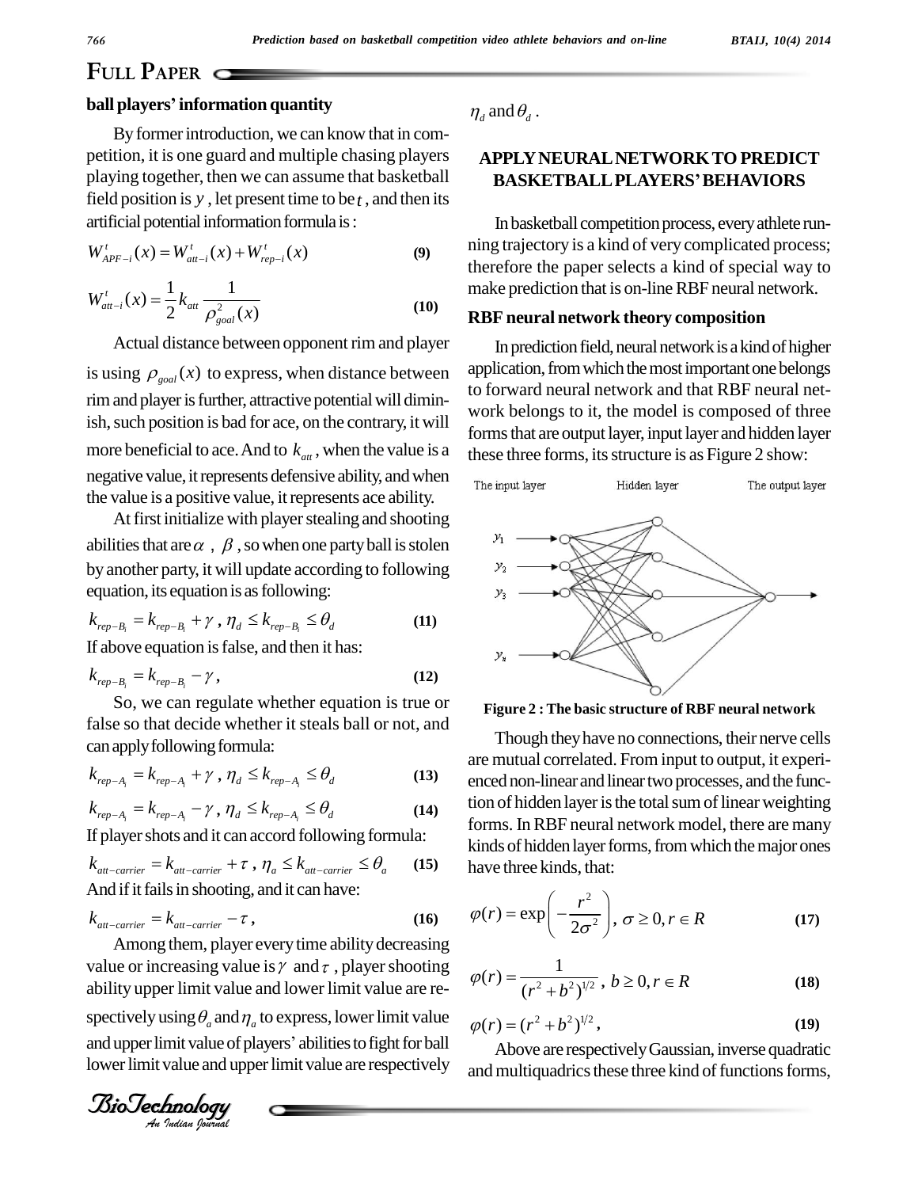**ball players' information quantity**

By former introduction, we can know that in competition, it is one guard and multiple chasing players playing together, then we can assume that basketball field position is $y$, let present time to be $t$, and then its artificial potential information formula is:

$$W_{APF-i}^{t}(x) = W_{att-i}^{t}(x) + W_{rep-i}^{t}(x) \tag{9}$$

$$W_{att-i}^{t}(x) = \frac{1}{2} k_{att} \frac{1}{\rho_{goal}^{2}(x)} \tag{10}$$

Actual distance between opponent rim and player is using $\rho_{goal}(x)$ to express, when distance between rim and player is further, attractive potential will diminish, such position is bad for ace, on the contrary, it will more beneficial to ace. And to $k_{att}$, when the value is a negative value, it represents defensive ability, and when the value is a positive value, it represents ace ability.

At first initialize with player stealing and shooting abilities that are $\alpha$, $\beta$, so when one party ball is stolen by another party, it will update according to following equation, its equation is as following:

$$k_{rep-B_i} = k_{rep-B_i} + \gamma,\ \eta_d \le k_{rep-B_i} \le \theta_d \tag{11}$$

If above equation is false, and then it has:

$$k_{rep-B_i} = k_{rep-B_i} - \gamma, \tag{12}$$

So, we can regulate whether equation is true or false so that decide whether it steals ball or not, and can apply following formula:

$$k_{rep-A_i} = k_{rep-A_i} + \gamma,\ \eta_d \le k_{rep-A_i} \le \theta_d \tag{13}$$

$$k_{rep-A_i} = k_{rep-A_i} - \gamma,\ \eta_d \le k_{rep-A_i} \le \theta_d \tag{14}$$

If player shots and it can accord following formula:

$$k_{att-carrier} = k_{att-carrier} + \tau,\ \eta_a \le k_{att-carrier} \le \theta_a \tag{15}$$

And if it fails in shooting, and it can have:

$$k_{att-carrier} = k_{att-carrier} - \tau, \tag{16}$$

Among them, player every time ability decreasing value or increasing value is $\gamma$ and $\tau$, player shooting ability upper limit value and lower limit value are respectively using $\theta_a$ and $\eta_a$ to express, lower limit value and upper limit value of players' abilities to fight for ball lower limit value and upper limit value are respectively $\eta_d$ and $\theta_d$.

## APPLY NEURAL NETWORK TO PREDICT BASKETBALL PLAYERS' BEHAVIORS

In basketball competition process, every athlete running trajectory is a kind of very complicated process; therefore the paper selects a kind of special way to make prediction that is on-line RBF neural network.

### RBF neural network theory composition

In prediction field, neural network is a kind of higher application, from which the most important one belongs to forward neural network and that RBF neural network belongs to it, the model is composed of three forms that are output layer, input layer and hidden layer these three forms, its structure is as Figure 2 show:

Figure 2 : The basic structure of RBF neural network

Though they have no connections, their nerve cells are mutual correlated. From input to output, it experienced non-linear and linear two processes, and the function of hidden layer is the total sum of linear weighting forms. In RBF neural network model, there are many kinds of hidden layer forms, from which the major ones have three kinds, that:

$$\varphi(r) = \exp\left(-\frac{r^2}{2\sigma^2}\right),\ \sigma \ge 0, r \in R \tag{17}$$

$$\varphi(r) = \frac{1}{(r^2 + b^2)^{1/2}},\ b \ge 0, r \in R \tag{18}$$

$$\varphi(r) = (r^2 + b^2)^{1/2}, \tag{19}$$

Above are respectively Gaussian, inverse quadratic and multiquadrics these three kind of functions forms,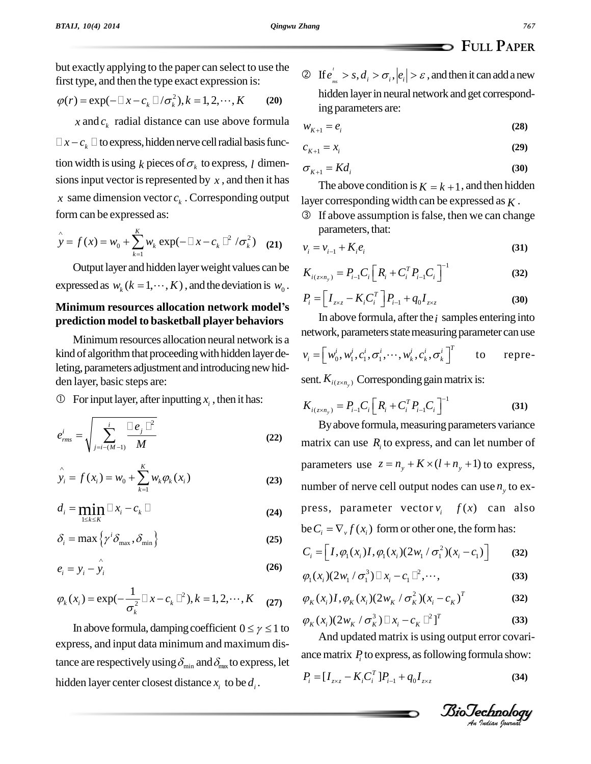but exactly applying to the paper can select to use the first type, and then the type exact expression is:

$$\varphi(r) = \exp(-\|x - c_k\|/\sigma_k^2), k = 1, 2, \cdots, K \quad \textbf{(20)}$$

$x$ and $c_k$ radial distance can use above formula $\|x - c_k\|$ to express, hidden nerve cell radial basis function width is using $k$ pieces of $\sigma_k$ to express, $l$ dimensions input vector is represented by $x$, and then it has $x$ same dimension vector $c_k$. Corresponding output form can be expressed as:

$$\hat{y} = f(x) = w_0 + \sum_{k=1}^{K} w_k \exp(-\|x - c_k\|^2 / \sigma_k^2) \quad \textbf{(21)}$$

Output layer and hidden layer weight values can be expressed as $w_k (k = 1, \cdots, K)$, and the deviation is $w_0$.

## Minimum resources allocation network model's prediction model to basketball player behaviors

Minimum resources allocation neural network is a kind of algorithm that proceeding with hidden layer deleting, parameters adjustment and introducing new hidden layer, basic steps are:

① For input layer, after inputting $x_i$, then it has:

$$e_{rms}^{i} = \sqrt{\sum_{j=i-(M-1)}^{i} \frac{\|e_j\|^2}{M}} \quad \textbf{(22)}$$

$$\hat{y}_i = f(x_i) = w_0 + \sum_{k=1}^{K} w_k \varphi_k(x_i) \quad \textbf{(23)}$$

$$d_i = \min_{1 \le k \le K} \|x_i - c_k\| \quad \textbf{(24)}$$

$$\delta_i = \max\left\{\gamma^i \delta_{\max}, \delta_{\min}\right\} \quad \textbf{(25)}$$

$$e_i = y_i - \hat{y}_i \quad \textbf{(26)}$$

$$\varphi_k(x_i) = \exp(-\frac{1}{\sigma_k^2}\|x - c_k\|^2), k = 1, 2, \cdots, K \quad \textbf{(27)}$$

In above formula, damping coefficient $0 \le \gamma \le 1$ to express, and input data minimum and maximum distance are respectively using $\delta_{\min}$ and $\delta_{\max}$ to express, let hidden layer center closest distance $x_i$ to be $d_i$.

② If $e_{rms}^{i} > s, d_i > \sigma_i, |e_i| > \varepsilon$, and then it can add a new hidden layer in neural network and get corresponding parameters are:

$$w_{K+1} = e_i \quad \textbf{(28)}$$

$$c_{K+1} = x_i \quad \textbf{(29)}$$

$$\sigma_{K+1} = K d_i \quad \textbf{(30)}$$

The above condition is $K = k + 1$, and then hidden layer corresponding width can be expressed as $K$.

③ If above assumption is false, then we can change parameters, that:

$$v_i = v_{i-1} + K_i e_i \quad \textbf{(31)}$$

$$K_{i(z \times n_y)} = P_{i-1} C_i \left[R_i + C_i^T P_{i-1} C_i\right]^{-1} \quad \textbf{(32)}$$

$$P_i = \left[I_{z \times z} - K_i C_i^T\right] P_{i-1} + q_0 I_{z \times z} \quad \textbf{(30)}$$

In above formula, after the $i$ samples entering into network, parameters state measuring parameter can use $v_i = \left[w_0^i, w_1^i, c_1^i, \sigma_1^i, \cdots, w_k^i, c_k^i, \sigma_k^i\right]^T$ to represent. $K_{i(z \times n_y)}$ Corresponding gain matrix is:

$$K_{i(z \times n_y)} = P_{i-1} C_i \left[R_i + C_i^T P_{i-1} C_i\right]^{-1} \quad \textbf{(31)}$$

By above formula, measuring parameters variance matrix can use $R_i$ to express, and can let number of parameters use $z = n_y + K \times (l + n_y + 1)$ to express, number of nerve cell output nodes can use $n_y$ to express, parameter vector $v_i$ $f(x)$ can also be $C_i = \nabla_v f(x_i)$ form or other one, the form has:

$$C_i = \left[I, \varphi_1(x_i) I, \varphi_1(x_i)(2w_1/\sigma_1^2)(x_i - c_1)\right] \quad \textbf{(32)}$$

$$\varphi_1(x_i)(2w_1/\sigma_1^3)\|x_i - c_1\|^2, \cdots, \quad \textbf{(33)}$$

$$\varphi_K(x_i) I, \varphi_K(x_i)(2w_K/\sigma_K^2)(x_i - c_K)^T \quad \textbf{(32)}$$

$$\varphi_K(x_i)(2w_K/\sigma_K^3)\|x_i - c_K\|^2]^T \quad \textbf{(33)}$$

And updated matrix is using output error covariance matrix $P_i$ to express, as following formula show:

$$P_i = [I_{z \times z} - K_i C_i^T] P_{i-1} + q_0 I_{z \times z} \quad \textbf{(34)}$$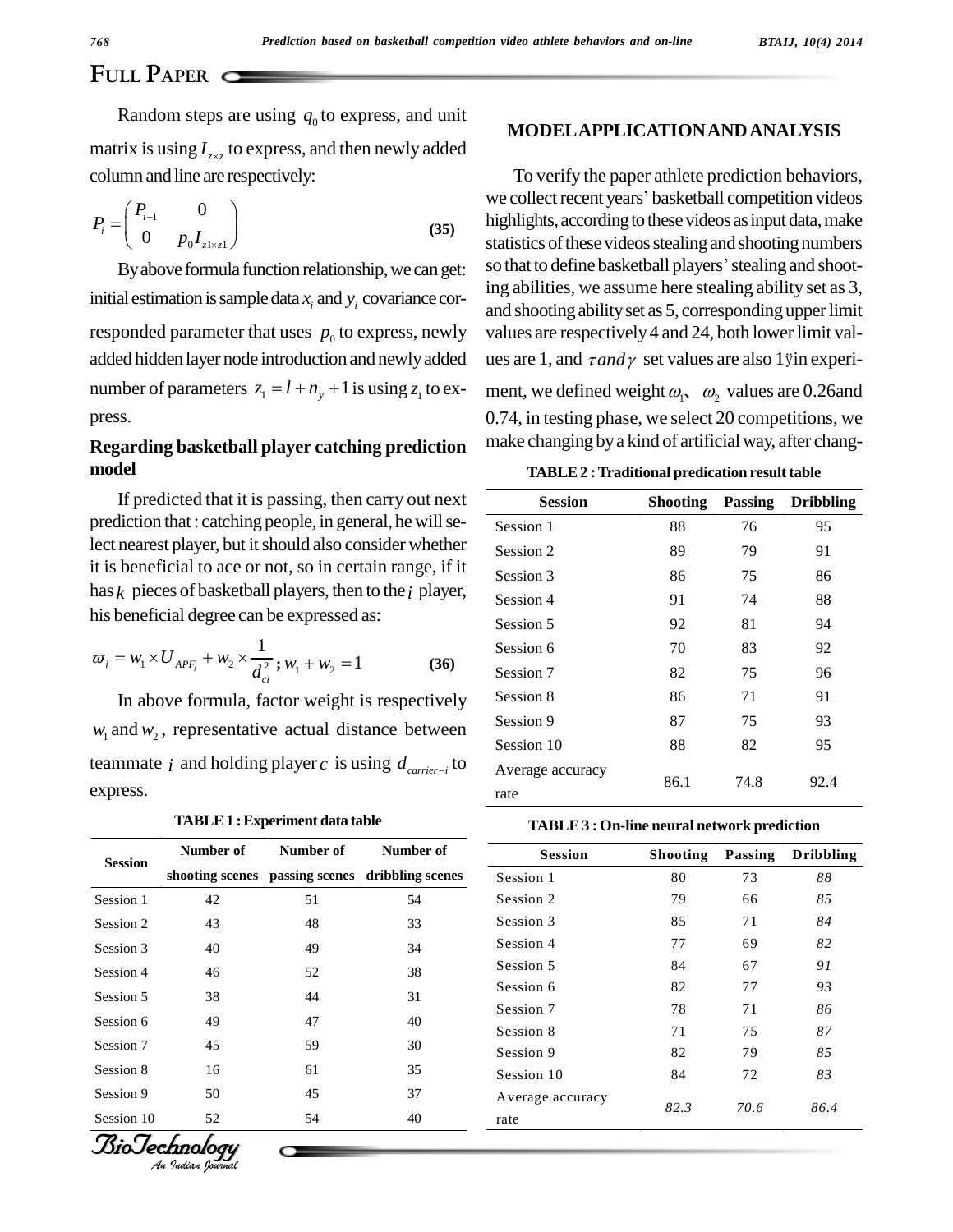Random steps are using $q_0$ to express, and unit matrix is using $I_{z\times z}$ to express, and then newly added column and line are respectively:

$$P_i = \begin{pmatrix} P_{i-1} & 0 \\ 0 & p_0 I_{z1\times z1} \end{pmatrix} \quad \textbf{(35)}$$

By above formula function relationship, we can get: initial estimation is sample data $x_i$ and $y_i$ covariance corresponded parameter that uses $p_0$ to express, newly added hidden layer node introduction and newly added number of parameters $z_1 = l + n_y + 1$ is using $z_1$ to express.

## Regarding basketball player catching prediction model

If predicted that it is passing, then carry out next prediction that : catching people, in general, he will select nearest player, but it should also consider whether it is beneficial to ace or not, so in certain range, if it has $k$ pieces of basketball players, then to the $i$ player, his beneficial degree can be expressed as:

$$\varpi_i = w_1 \times U_{APF_i} + w_2 \times \frac{1}{d_{ci}^2}; w_1 + w_2 = 1 \quad \textbf{(36)}$$

In above formula, factor weight is respectively $w_1$ and $w_2$, representative actual distance between teammate $i$ and holding player $c$ is using $d_{carrier-i}$ to express.

**TABLE 1 : Experiment data table**

| Session | Number of shooting scenes | Number of passing scenes | Number of dribbling scenes |
|---|---|---|---|
| Session 1 | 42 | 51 | 54 |
| Session 2 | 43 | 48 | 33 |
| Session 3 | 40 | 49 | 34 |
| Session 4 | 46 | 52 | 38 |
| Session 5 | 38 | 44 | 31 |
| Session 6 | 49 | 47 | 40 |
| Session 7 | 45 | 59 | 30 |
| Session 8 | 16 | 61 | 35 |
| Session 9 | 50 | 45 | 37 |
| Session 10 | 52 | 54 | 40 |

## MODEL APPLICATION AND ANALYSIS

To verify the paper athlete prediction behaviors, we collect recent years' basketball competition videos highlights, according to these videos as input data, make statistics of these videos stealing and shooting numbers so that to define basketball players' stealing and shooting abilities, we assume here stealing ability set as 3, and shooting ability set as 5, corresponding upper limit values are respectively 4 and 24, both lower limit values are 1, and $\tau and \gamma$ set values are also 1ÿin experiment, we defined weight $\omega_1$、 $\omega_2$ values are 0.26and 0.74, in testing phase, we select 20 competitions, we make changing by a kind of artificial way, after chang-

**TABLE 2 : Traditional predication result table**

| Session | Shooting | Passing | Dribbling |
|---|---|---|---|
| Session 1 | 88 | 76 | 95 |
| Session 2 | 89 | 79 | 91 |
| Session 3 | 86 | 75 | 86 |
| Session 4 | 91 | 74 | 88 |
| Session 5 | 92 | 81 | 94 |
| Session 6 | 70 | 83 | 92 |
| Session 7 | 82 | 75 | 96 |
| Session 8 | 86 | 71 | 91 |
| Session 9 | 87 | 75 | 93 |
| Session 10 | 88 | 82 | 95 |
| Average accuracy rate | 86.1 | 74.8 | 92.4 |

**TABLE 3 : On-line neural network prediction**

| Session | Shooting | Passing | Dribbling |
|---|---|---|---|
| Session 1 | 80 | 73 | *88* |
| Session 2 | 79 | 66 | *85* |
| Session 3 | 85 | 71 | *84* |
| Session 4 | 77 | 69 | *82* |
| Session 5 | 84 | 67 | *91* |
| Session 6 | 82 | 77 | *93* |
| Session 7 | 78 | 71 | *86* |
| Session 8 | 71 | 75 | *87* |
| Session 9 | 82 | 79 | *85* |
| Session 10 | 84 | 72 | *83* |
| Average accuracy rate | *82.3* | *70.6* | *86.4* |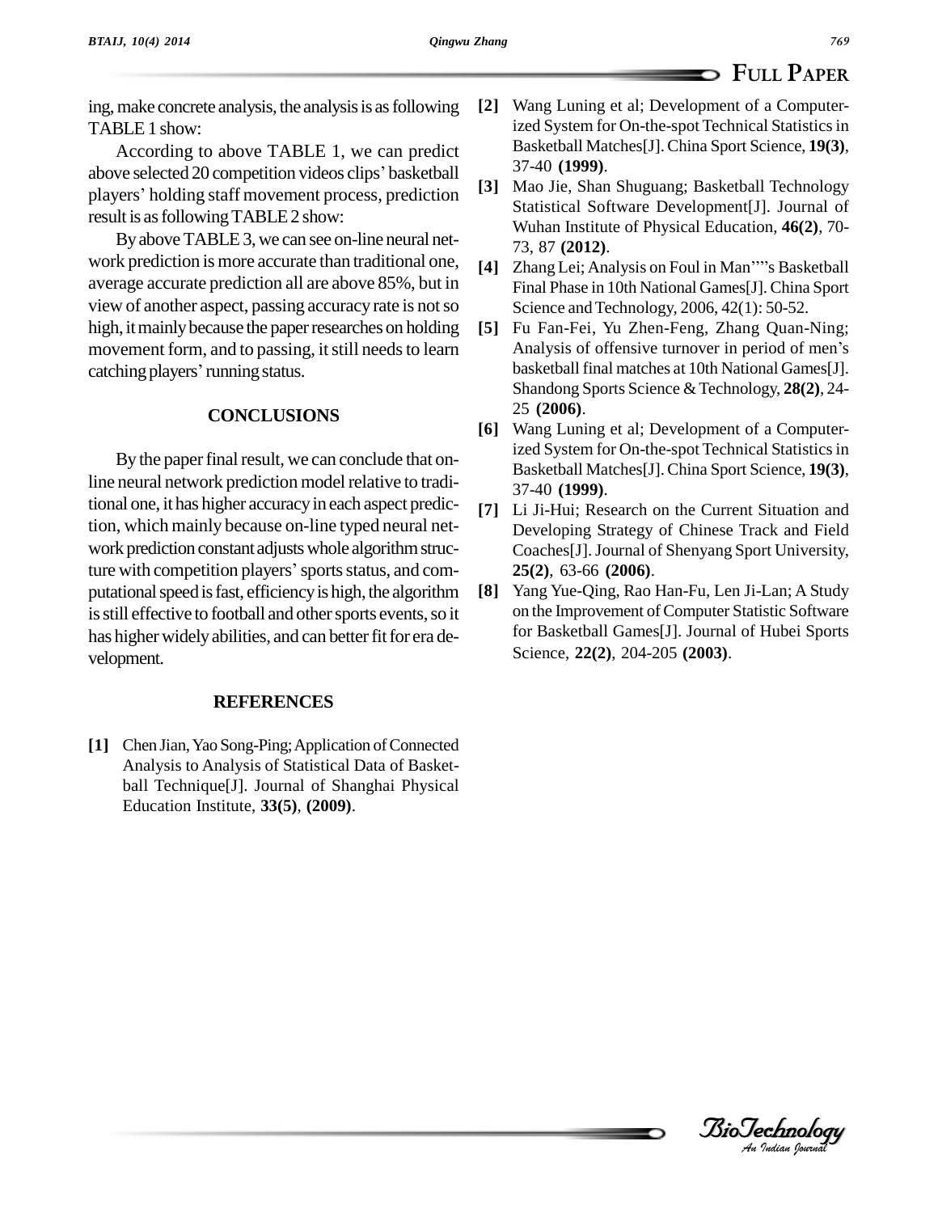ing, make concrete analysis, the analysis is as following TABLE 1 show:

According to above TABLE 1, we can predict above selected 20 competition videos clips' basketball players' holding staff movement process, prediction result is as following TABLE 2 show:

By above TABLE 3, we can see on-line neural network prediction is more accurate than traditional one, average accurate prediction all are above 85%, but in view of another aspect, passing accuracy rate is not so high, it mainly because the paper researches on holding movement form, and to passing, it still needs to learn catching players' running status.

## CONCLUSIONS

By the paper final result, we can conclude that on-line neural network prediction model relative to traditional one, it has higher accuracy in each aspect prediction, which mainly because on-line typed neural network prediction constant adjusts whole algorithm structure with competition players' sports status, and computational speed is fast, efficiency is high, the algorithm is still effective to football and other sports events, so it has higher widely abilities, and can better fit for era development.

## REFERENCES

**[1]** Chen Jian, Yao Song-Ping; Application of Connected Analysis to Analysis of Statistical Data of Basketball Technique[J]. Journal of Shanghai Physical Education Institute, **33(5)**, **(2009)**.

**[2]** Wang Luning et al; Development of a Computerized System for On-the-spot Technical Statistics in Basketball Matches[J]. China Sport Science, **19(3)**, 37-40 **(1999)**.

**[3]** Mao Jie, Shan Shuguang; Basketball Technology Statistical Software Development[J]. Journal of Wuhan Institute of Physical Education, **46(2)**, 70-73, 87 **(2012)**.

**[4]** Zhang Lei; Analysis on Foul in Man''''s Basketball Final Phase in 10th National Games[J]. China Sport Science and Technology, 2006, 42(1): 50-52.

**[5]** Fu Fan-Fei, Yu Zhen-Feng, Zhang Quan-Ning; Analysis of offensive turnover in period of men's basketball final matches at 10th National Games[J]. Shandong Sports Science & Technology, **28(2)**, 24-25 **(2006)**.

**[6]** Wang Luning et al; Development of a Computerized System for On-the-spot Technical Statistics in Basketball Matches[J]. China Sport Science, **19(3)**, 37-40 **(1999)**.

**[7]** Li Ji-Hui; Research on the Current Situation and Developing Strategy of Chinese Track and Field Coaches[J]. Journal of Shenyang Sport University, **25(2)**, 63-66 **(2006)**.

**[8]** Yang Yue-Qing, Rao Han-Fu, Len Ji-Lan; A Study on the Improvement of Computer Statistic Software for Basketball Games[J]. Journal of Hubei Sports Science, **22(2)**, 204-205 **(2003)**.